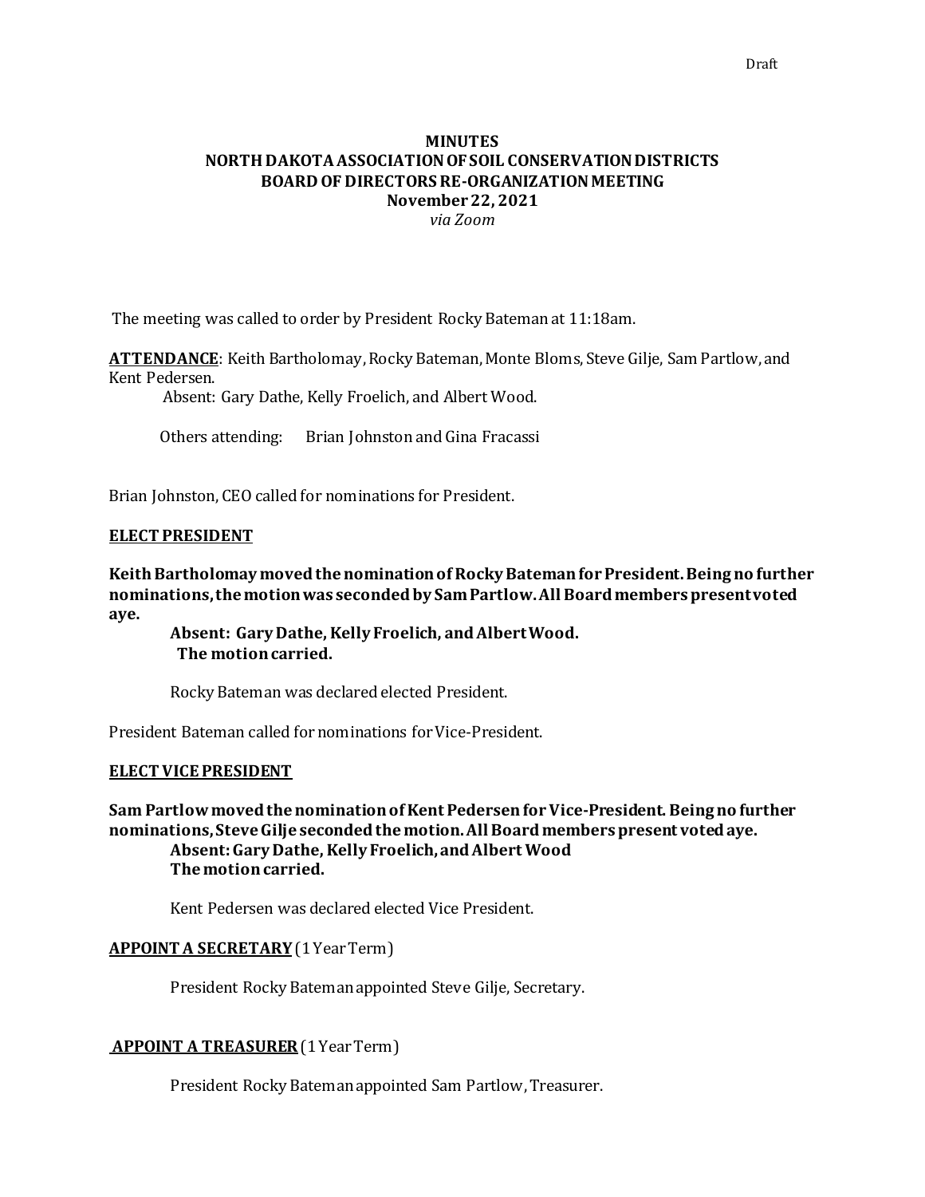Draft

**MINUTES**
**NORTH DAKOTA ASSOCIATION OF SOIL CONSERVATION DISTRICTS**
**BOARD OF DIRECTORS RE-ORGANIZATION MEETING**
**November 22, 2021**
*via Zoom*

The meeting was called to order by President Rocky Bateman at 11:18am.

**ATTENDANCE**: Keith Bartholomay, Rocky Bateman, Monte Bloms, Steve Gilje, Sam Partlow, and Kent Pedersen.

Absent: Gary Dathe, Kelly Froelich, and Albert Wood.

Others attending: Brian Johnston and Gina Fracassi

Brian Johnston, CEO called for nominations for President.

**ELECT PRESIDENT**

**Keith Bartholomay moved the nomination of Rocky Bateman for President. Being no further nominations, the motion was seconded by Sam Partlow. All Board members present voted aye.**

**Absent: Gary Dathe, Kelly Froelich, and Albert Wood.**
**The motion carried.**

Rocky Bateman was declared elected President.

President Bateman called for nominations for Vice-President.

**ELECT VICE PRESIDENT**

**Sam Partlow moved the nomination of Kent Pedersen for Vice-President. Being no further nominations, Steve Gilje seconded the motion. All Board members present voted aye.**
**Absent: Gary Dathe, Kelly Froelich, and Albert Wood**
**The motion carried.**

Kent Pedersen was declared elected Vice President.

**APPOINT A SECRETARY** (1 Year Term)

President Rocky Bateman appointed Steve Gilje, Secretary.

**APPOINT A TREASURER** (1 Year Term)

President Rocky Bateman appointed Sam Partlow, Treasurer.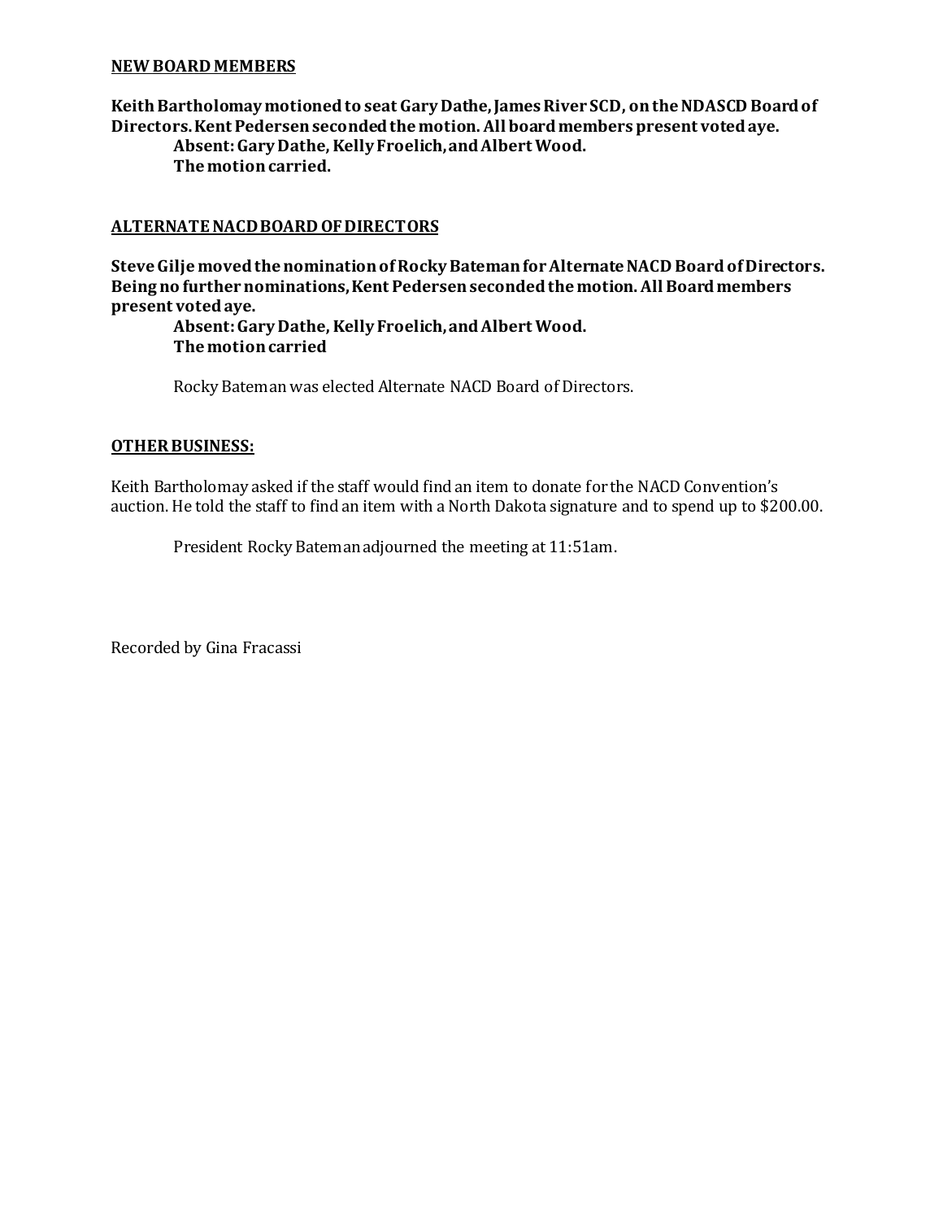**<u>NEW BOARD MEMBERS</u>**

**Keith Bartholomay motioned to seat Gary Dathe, James River SCD, on the NDASCD Board of Directors. Kent Pedersen seconded the motion. All board members present voted aye.**

> **Absent: Gary Dathe, Kelly Froelich, and Albert Wood.**
> **The motion carried.**

**<u>ALTERNATE NACD BOARD OF DIRECTORS</u>**

**Steve Gilje moved the nomination of Rocky Bateman for Alternate NACD Board of Directors. Being no further nominations, Kent Pedersen seconded the motion. All Board members present voted aye.**

> **Absent: Gary Dathe, Kelly Froelich, and Albert Wood.**
> **The motion carried**

Rocky Bateman was elected Alternate NACD Board of Directors.

**<u>OTHER BUSINESS:</u>**

Keith Bartholomay asked if the staff would find an item to donate for the NACD Convention's auction. He told the staff to find an item with a North Dakota signature and to spend up to $200.00.

President Rocky Bateman adjourned the meeting at 11:51am.

Recorded by Gina Fracassi